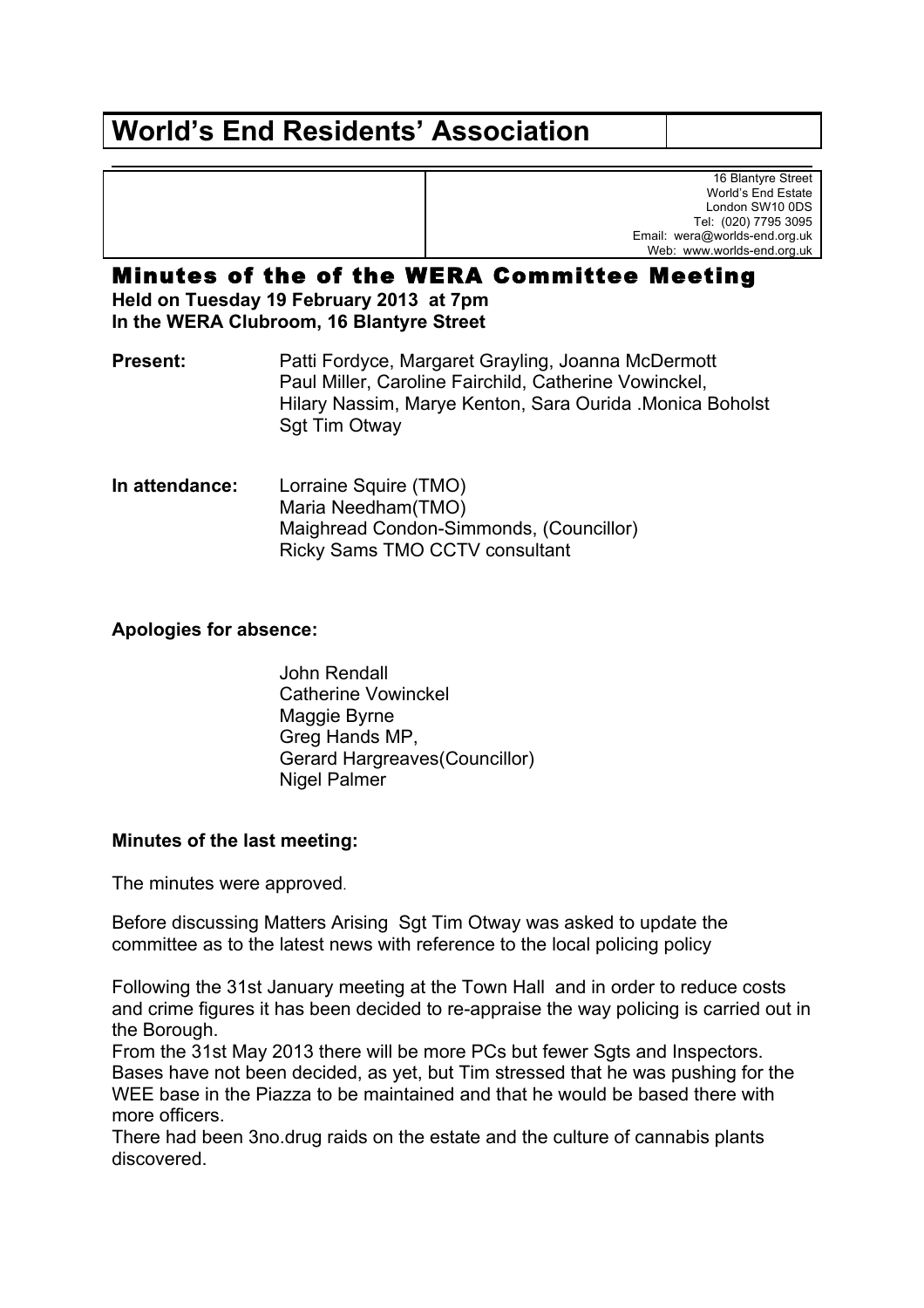# World's End Residents' Association

16 Blantyre Street
World's End Estate
London SW10 0DS
Tel: (020) 7795 3095
Email: wera@worlds-end.org.uk
Web: www.worlds-end.org.uk

## Minutes of the of the WERA Committee Meeting

**Held on Tuesday 19 February 2013 at 7pm**
**In the WERA Clubroom, 16 Blantyre Street**

**Present:** Patti Fordyce, Margaret Grayling, Joanna McDermott
Paul Miller, Caroline Fairchild, Catherine Vowinckel,
Hilary Nassim, Marye Kenton, Sara Ourida .Monica Boholst
Sgt Tim Otway

**In attendance:** Lorraine Squire (TMO)
Maria Needham(TMO)
Maighread Condon-Simmonds, (Councillor)
Ricky Sams TMO CCTV consultant

**Apologies for absence:**

John Rendall
Catherine Vowinckel
Maggie Byrne
Greg Hands MP,
Gerard Hargreaves(Councillor)
Nigel Palmer

**Minutes of the last meeting:**

The minutes were approved.

Before discussing Matters Arising Sgt Tim Otway was asked to update the committee as to the latest news with reference to the local policing policy

Following the 31st January meeting at the Town Hall and in order to reduce costs and crime figures it has been decided to re-appraise the way policing is carried out in the Borough.
From the 31st May 2013 there will be more PCs but fewer Sgts and Inspectors.
Bases have not been decided, as yet, but Tim stressed that he was pushing for the WEE base in the Piazza to be maintained and that he would be based there with more officers.
There had been 3no.drug raids on the estate and the culture of cannabis plants discovered.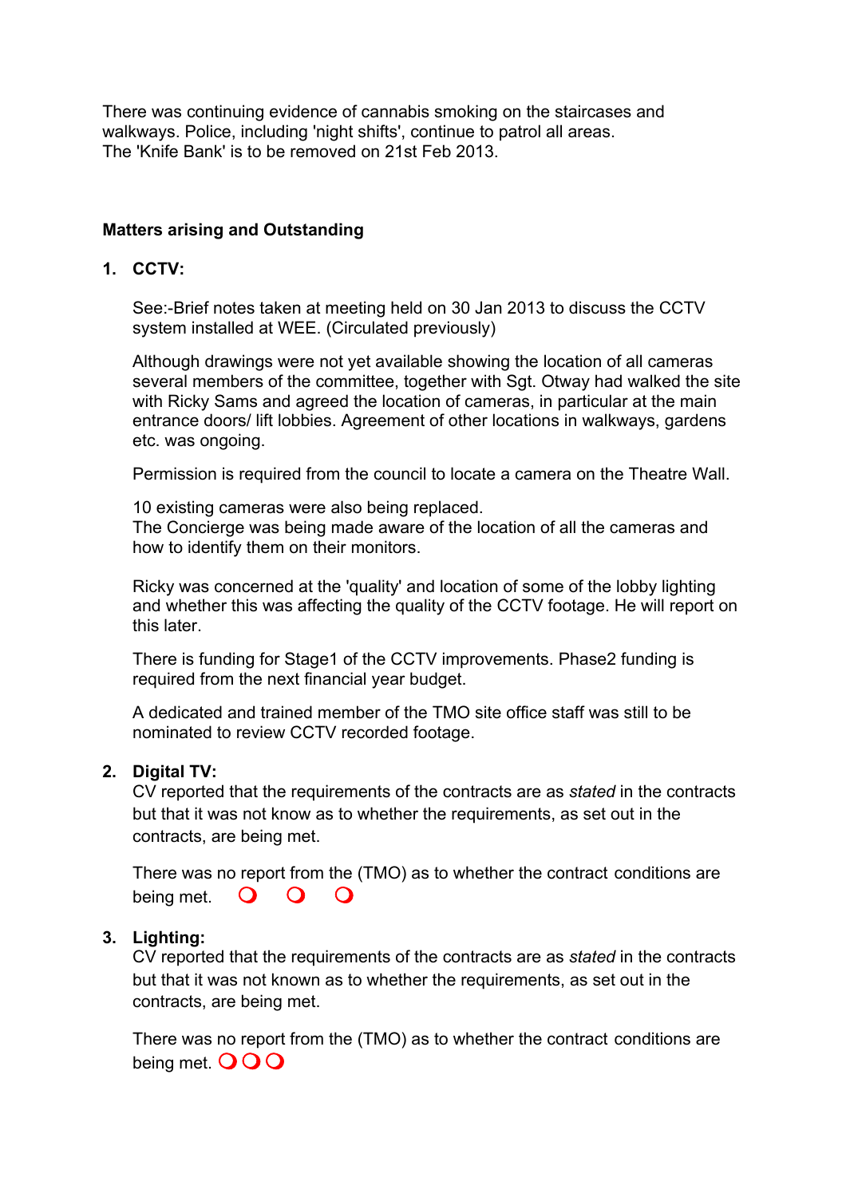There was continuing evidence of cannabis smoking on the staircases and walkways. Police, including 'night shifts', continue to patrol all areas.
The 'Knife Bank' is to be removed on 21st Feb 2013.

**Matters arising and Outstanding**

1. **CCTV:**

   See:-Brief notes taken at meeting held on 30 Jan 2013 to discuss the CCTV system installed at WEE. (Circulated previously)

   Although drawings were not yet available showing the location of all cameras several members of the committee, together with Sgt. Otway had walked the site with Ricky Sams and agreed the location of cameras, in particular at the main entrance doors/ lift lobbies. Agreement of other locations in walkways, gardens etc. was ongoing.

   Permission is required from the council to locate a camera on the Theatre Wall.

   10 existing cameras were also being replaced.
   The Concierge was being made aware of the location of all the cameras and how to identify them on their monitors.

   Ricky was concerned at the 'quality' and location of some of the lobby lighting and whether this was affecting the quality of the CCTV footage. He will report on this later.

   There is funding for Stage1 of the CCTV improvements. Phase2 funding is required from the next financial year budget.

   A dedicated and trained member of the TMO site office staff was still to be nominated to review CCTV recorded footage.

2. **Digital TV:**
   CV reported that the requirements of the contracts are as *stated* in the contracts but that it was not know as to whether the requirements, as set out in the contracts, are being met.

   There was no report from the (TMO) as to whether the contract conditions are being met. ❍ ❍ ❍

3. **Lighting:**
   CV reported that the requirements of the contracts are as *stated* in the contracts but that it was not known as to whether the requirements, as set out in the contracts, are being met.

   There was no report from the (TMO) as to whether the contract conditions are being met. ❍❍❍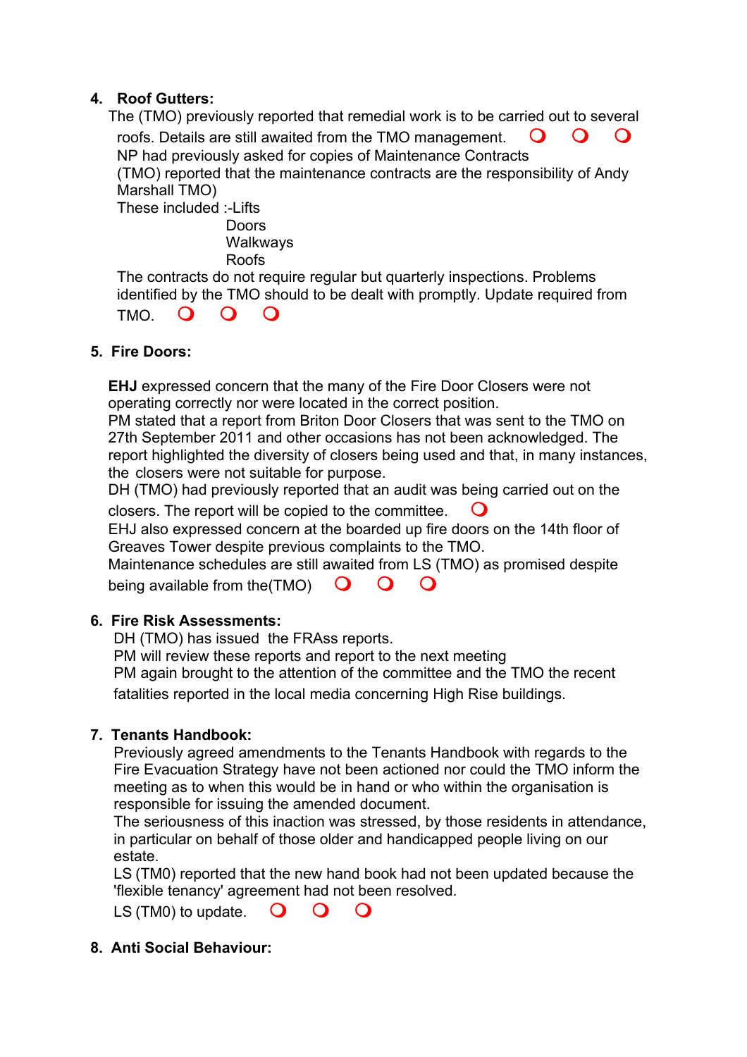4. **Roof Gutters:**

   The (TMO) previously reported that remedial work is to be carried out to several roofs. Details are still awaited from the TMO management. ❍ ❍ ❍

   NP had previously asked for copies of Maintenance Contracts

   (TMO) reported that the maintenance contracts are the responsibility of Andy Marshall TMO)

   These included :-Lifts
   Doors
   Walkways
   Roofs

   The contracts do not require regular but quarterly inspections. Problems identified by the TMO should to be dealt with promptly. Update required from TMO. ❍ ❍ ❍

5. **Fire Doors:**

   **EHJ** expressed concern that the many of the Fire Door Closers were not operating correctly nor were located in the correct position.

   PM stated that a report from Briton Door Closers that was sent to the TMO on 27th September 2011 and other occasions has not been acknowledged. The report highlighted the diversity of closers being used and that, in many instances, the closers were not suitable for purpose.

   DH (TMO) had previously reported that an audit was being carried out on the closers. The report will be copied to the committee. ❍

   EHJ also expressed concern at the boarded up fire doors on the 14th floor of Greaves Tower despite previous complaints to the TMO.

   Maintenance schedules are still awaited from LS (TMO) as promised despite being available from the(TMO) ❍ ❍ ❍

6. **Fire Risk Assessments:**

   DH (TMO) has issued the FRAss reports.

   PM will review these reports and report to the next meeting

   PM again brought to the attention of the committee and the TMO the recent fatalities reported in the local media concerning High Rise buildings.

7. **Tenants Handbook:**

   Previously agreed amendments to the Tenants Handbook with regards to the Fire Evacuation Strategy have not been actioned nor could the TMO inform the meeting as to when this would be in hand or who within the organisation is responsible for issuing the amended document.

   The seriousness of this inaction was stressed, by those residents in attendance, in particular on behalf of those older and handicapped people living on our estate.

   LS (TM0) reported that the new hand book had not been updated because the 'flexible tenancy' agreement had not been resolved.

   LS (TM0) to update. ❍ ❍ ❍

8. **Anti Social Behaviour:**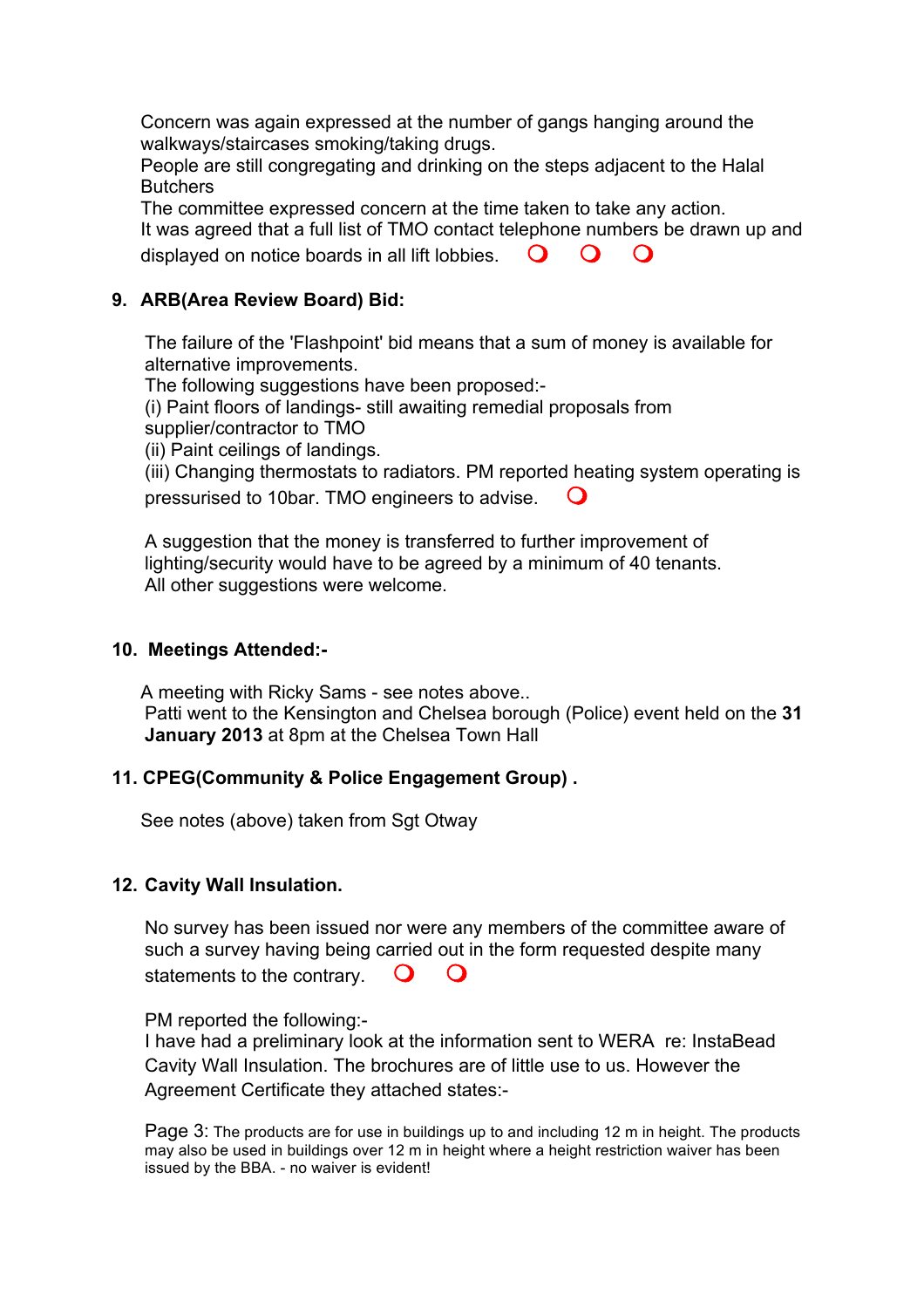Concern was again expressed at the number of gangs hanging around the walkways/staircases smoking/taking drugs.
People are still congregating and drinking on the steps adjacent to the Halal Butchers
The committee expressed concern at the time taken to take any action.
It was agreed that a full list of TMO contact telephone numbers be drawn up and displayed on notice boards in all lift lobbies.

## 9. ARB(Area Review Board) Bid:

The failure of the 'Flashpoint' bid means that a sum of money is available for alternative improvements.
The following suggestions have been proposed:-
(i) Paint floors of landings- still awaiting remedial proposals from supplier/contractor to TMO
(ii) Paint ceilings of landings.
(iii) Changing thermostats to radiators. PM reported heating system operating is pressurised to 10bar. TMO engineers to advise.

A suggestion that the money is transferred to further improvement of lighting/security would have to be agreed by a minimum of 40 tenants.
All other suggestions were welcome.

## 10. Meetings Attended:-

A meeting with Ricky Sams - see notes above..
Patti went to the Kensington and Chelsea borough (Police) event held on the **31 January 2013** at 8pm at the Chelsea Town Hall

## 11. CPEG(Community & Police Engagement Group) .

See notes (above) taken from Sgt Otway

## 12. Cavity Wall Insulation.

No survey has been issued nor were any members of the committee aware of such a survey having being carried out in the form requested despite many statements to the contrary.

PM reported the following:-
I have had a preliminary look at the information sent to WERA re: InstaBead Cavity Wall Insulation. The brochures are of little use to us. However the Agreement Certificate they attached states:-

Page 3: The products are for use in buildings up to and including 12 m in height. The products may also be used in buildings over 12 m in height where a height restriction waiver has been issued by the BBA. - no waiver is evident!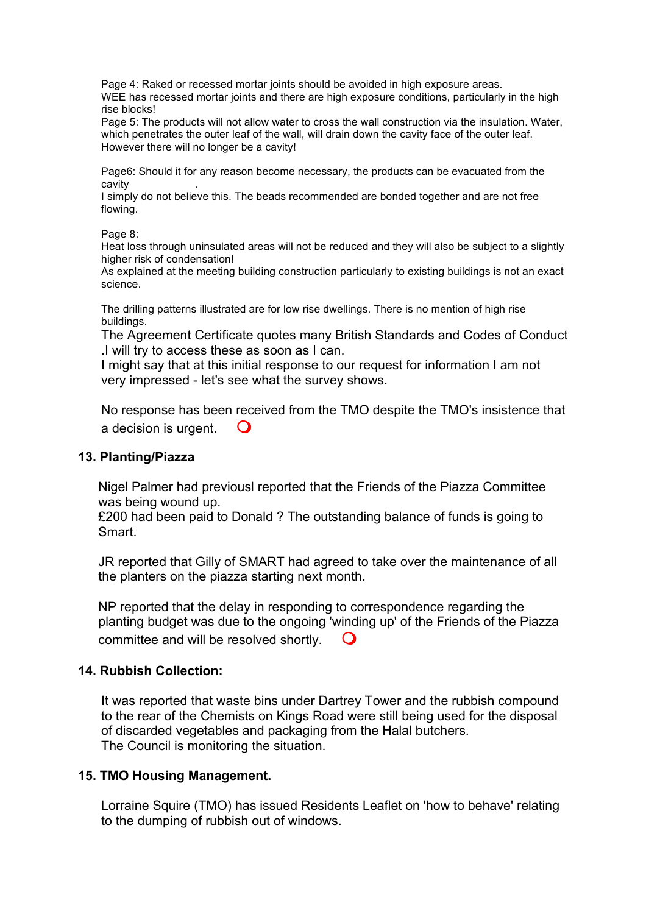Page 4: Raked or recessed mortar joints should be avoided in high exposure areas.
WEE has recessed mortar joints and there are high exposure conditions, particularly in the high rise blocks!
Page 5: The products will not allow water to cross the wall construction via the insulation. Water, which penetrates the outer leaf of the wall, will drain down the cavity face of the outer leaf.
However there will no longer be a cavity!

Page6: Should it for any reason become necessary, the products can be evacuated from the cavity .
I simply do not believe this. The beads recommended are bonded together and are not free flowing.

Page 8:
Heat loss through uninsulated areas will not be reduced and they will also be subject to a slightly higher risk of condensation!
As explained at the meeting building construction particularly to existing buildings is not an exact science.

The drilling patterns illustrated are for low rise dwellings. There is no mention of high rise buildings.
The Agreement Certificate quotes many British Standards and Codes of Conduct .I will try to access these as soon as I can.
I might say that at this initial response to our request for information I am not very impressed - let's see what the survey shows.

No response has been received from the TMO despite the TMO's insistence that a decision is urgent. O

### 13. Planting/Piazza

Nigel Palmer had previousl reported that the Friends of the Piazza Committee was being wound up.
£200 had been paid to Donald ? The outstanding balance of funds is going to Smart.

JR reported that Gilly of SMART had agreed to take over the maintenance of all the planters on the piazza starting next month.

NP reported that the delay in responding to correspondence regarding the planting budget was due to the ongoing 'winding up' of the Friends of the Piazza committee and will be resolved shortly. O

### 14. Rubbish Collection:

It was reported that waste bins under Dartrey Tower and the rubbish compound to the rear of the Chemists on Kings Road were still being used for the disposal of discarded vegetables and packaging from the Halal butchers.
The Council is monitoring the situation.

### 15. TMO Housing Management.

Lorraine Squire (TMO) has issued Residents Leaflet on 'how to behave' relating to the dumping of rubbish out of windows.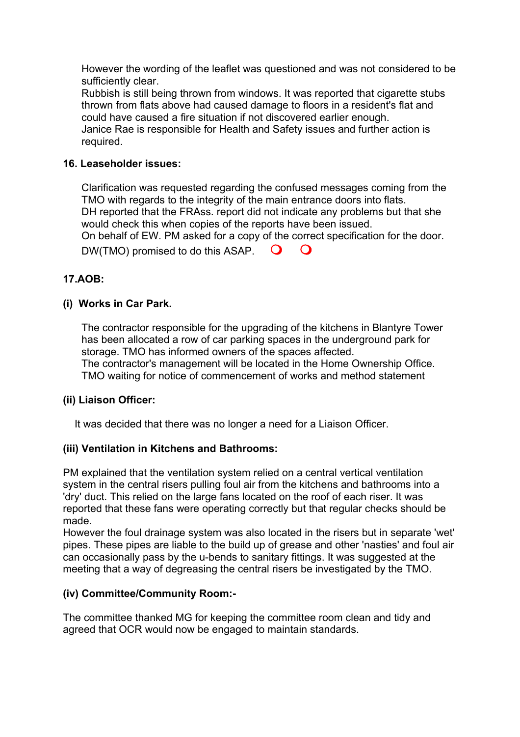However the wording of the leaflet was questioned and was not considered to be sufficiently clear.
Rubbish is still being thrown from windows. It was reported that cigarette stubs thrown from flats above had caused damage to floors in a resident's flat and could have caused a fire situation if not discovered earlier enough.
Janice Rae is responsible for Health and Safety issues and further action is required.

**16. Leaseholder issues:**

Clarification was requested regarding the confused messages coming from the TMO with regards to the integrity of the main entrance doors into flats.
DH reported that the FRAss. report did not indicate any problems but that she would check this when copies of the reports have been issued.
On behalf of EW. PM asked for a copy of the correct specification for the door. DW(TMO) promised to do this ASAP.

**17.AOB:**

**(i) Works in Car Park.**

The contractor responsible for the upgrading of the kitchens in Blantyre Tower has been allocated a row of car parking spaces in the underground park for storage. TMO has informed owners of the spaces affected.
The contractor's management will be located in the Home Ownership Office.
TMO waiting for notice of commencement of works and method statement

**(ii) Liaison Officer:**

It was decided that there was no longer a need for a Liaison Officer.

**(iii) Ventilation in Kitchens and Bathrooms:**

PM explained that the ventilation system relied on a central vertical ventilation system in the central risers pulling foul air from the kitchens and bathrooms into a 'dry' duct. This relied on the large fans located on the roof of each riser. It was reported that these fans were operating correctly but that regular checks should be made.
However the foul drainage system was also located in the risers but in separate 'wet' pipes. These pipes are liable to the build up of grease and other 'nasties' and foul air can occasionally pass by the u-bends to sanitary fittings. It was suggested at the meeting that a way of degreasing the central risers be investigated by the TMO.

**(iv) Committee/Community Room:-**

The committee thanked MG for keeping the committee room clean and tidy and agreed that OCR would now be engaged to maintain standards.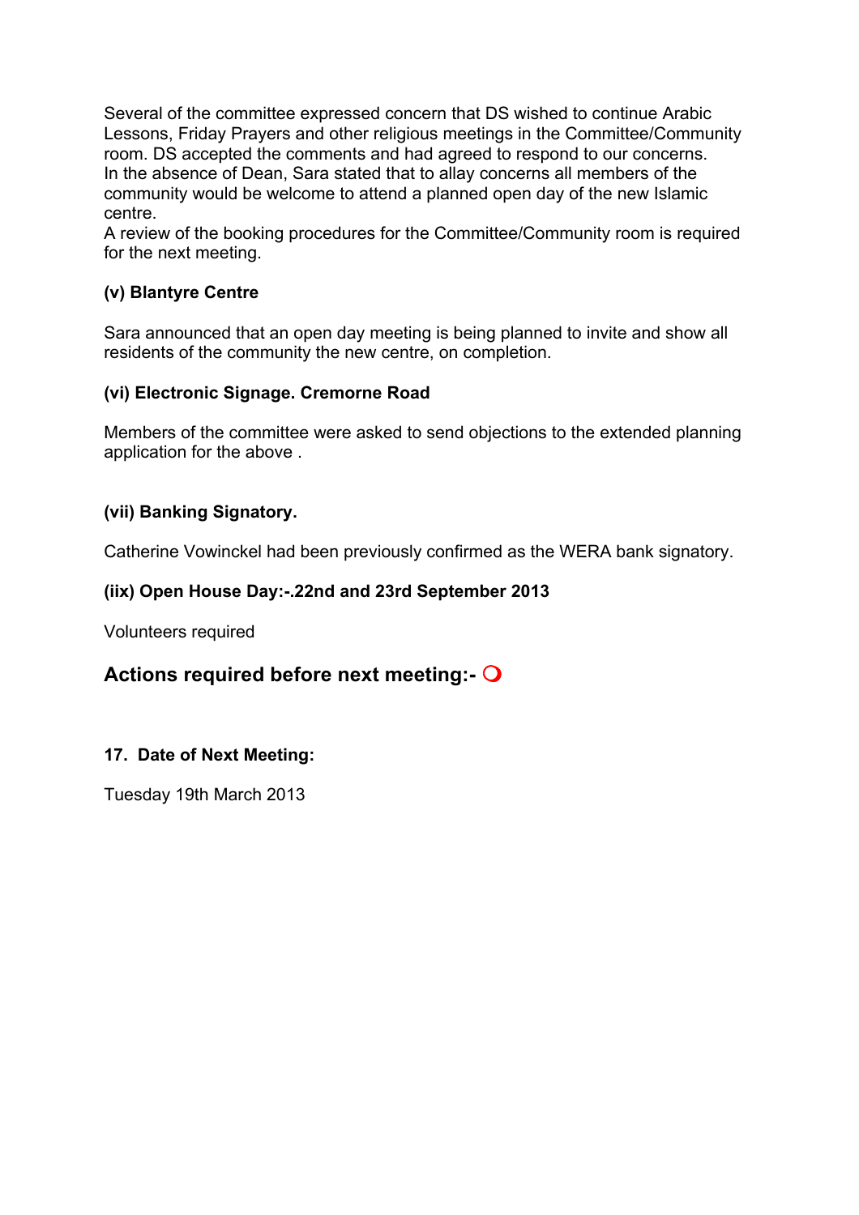Several of the committee expressed concern that DS wished to continue Arabic Lessons, Friday Prayers and other religious meetings in the Committee/Community room. DS accepted the comments and had agreed to respond to our concerns.
In the absence of Dean, Sara stated that to allay concerns all members of the community would be welcome to attend a planned open day of the new Islamic centre.
A review of the booking procedures for the Committee/Community room is required for the next meeting.

**(v) Blantyre Centre**

Sara announced that an open day meeting is being planned to invite and show all residents of the community the new centre, on completion.

**(vi) Electronic Signage. Cremorne Road**

Members of the committee were asked to send objections to the extended planning application for the above .

**(vii) Banking Signatory.**

Catherine Vowinckel had been previously confirmed as the WERA bank signatory.

**(iix) Open House Day:-.22nd and 23rd September 2013**

Volunteers required

## Actions required before next meeting:- ❍

**17. Date of Next Meeting:**

Tuesday 19th March 2013